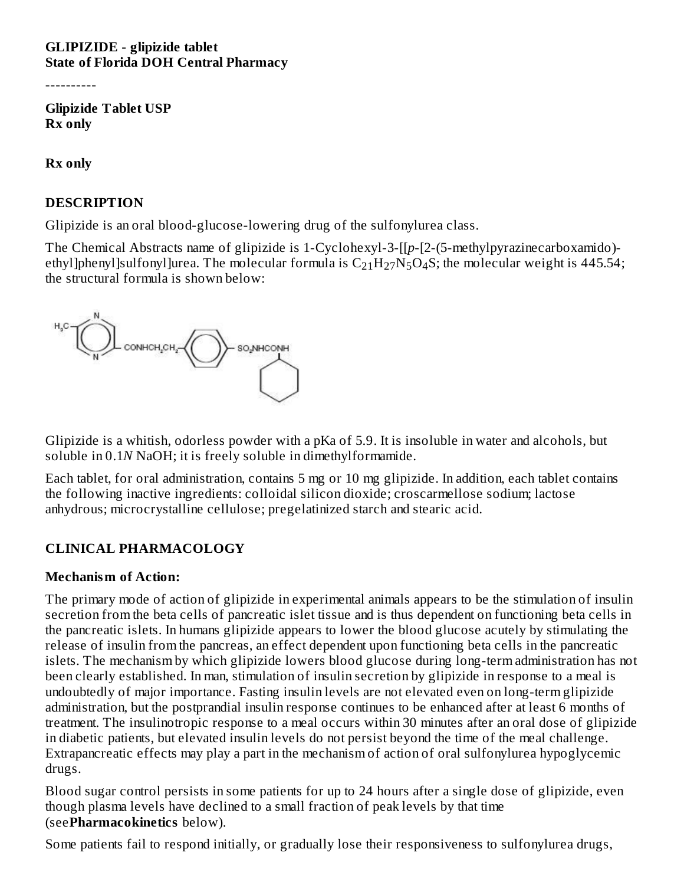**GLIPIZIDE - glipizide tablet**
**State of Florida DOH Central Pharmacy**

----------

**Glipizide Tablet USP**
**Rx only**

**Rx only**

## DESCRIPTION

Glipizide is an oral blood-glucose-lowering drug of the sulfonylurea class.

The Chemical Abstracts name of glipizide is 1-Cyclohexyl-3-[[*p*-[2-(5-methylpyrazinecarboxamido)-ethyl]phenyl]sulfonyl]urea. The molecular formula is $C_{21}H_{27}N_5O_4S$; the molecular weight is 445.54; the structural formula is shown below:

Glipizide is a whitish, odorless powder with a pKa of 5.9. It is insoluble in water and alcohols, but soluble in 0.1*N* NaOH; it is freely soluble in dimethylformamide.

Each tablet, for oral administration, contains 5 mg or 10 mg glipizide. In addition, each tablet contains the following inactive ingredients: colloidal silicon dioxide; croscarmellose sodium; lactose anhydrous; microcrystalline cellulose; pregelatinized starch and stearic acid.

## CLINICAL PHARMACOLOGY

### Mechanism of Action:

The primary mode of action of glipizide in experimental animals appears to be the stimulation of insulin secretion from the beta cells of pancreatic islet tissue and is thus dependent on functioning beta cells in the pancreatic islets. In humans glipizide appears to lower the blood glucose acutely by stimulating the release of insulin from the pancreas, an effect dependent upon functioning beta cells in the pancreatic islets. The mechanism by which glipizide lowers blood glucose during long-term administration has not been clearly established. In man, stimulation of insulin secretion by glipizide in response to a meal is undoubtedly of major importance. Fasting insulin levels are not elevated even on long-term glipizide administration, but the postprandial insulin response continues to be enhanced after at least 6 months of treatment. The insulinotropic response to a meal occurs within 30 minutes after an oral dose of glipizide in diabetic patients, but elevated insulin levels do not persist beyond the time of the meal challenge. Extrapancreatic effects may play a part in the mechanism of action of oral sulfonylurea hypoglycemic drugs.

Blood sugar control persists in some patients for up to 24 hours after a single dose of glipizide, even though plasma levels have declined to a small fraction of peak levels by that time (see **Pharmacokinetics** below).

Some patients fail to respond initially, or gradually lose their responsiveness to sulfonylurea drugs,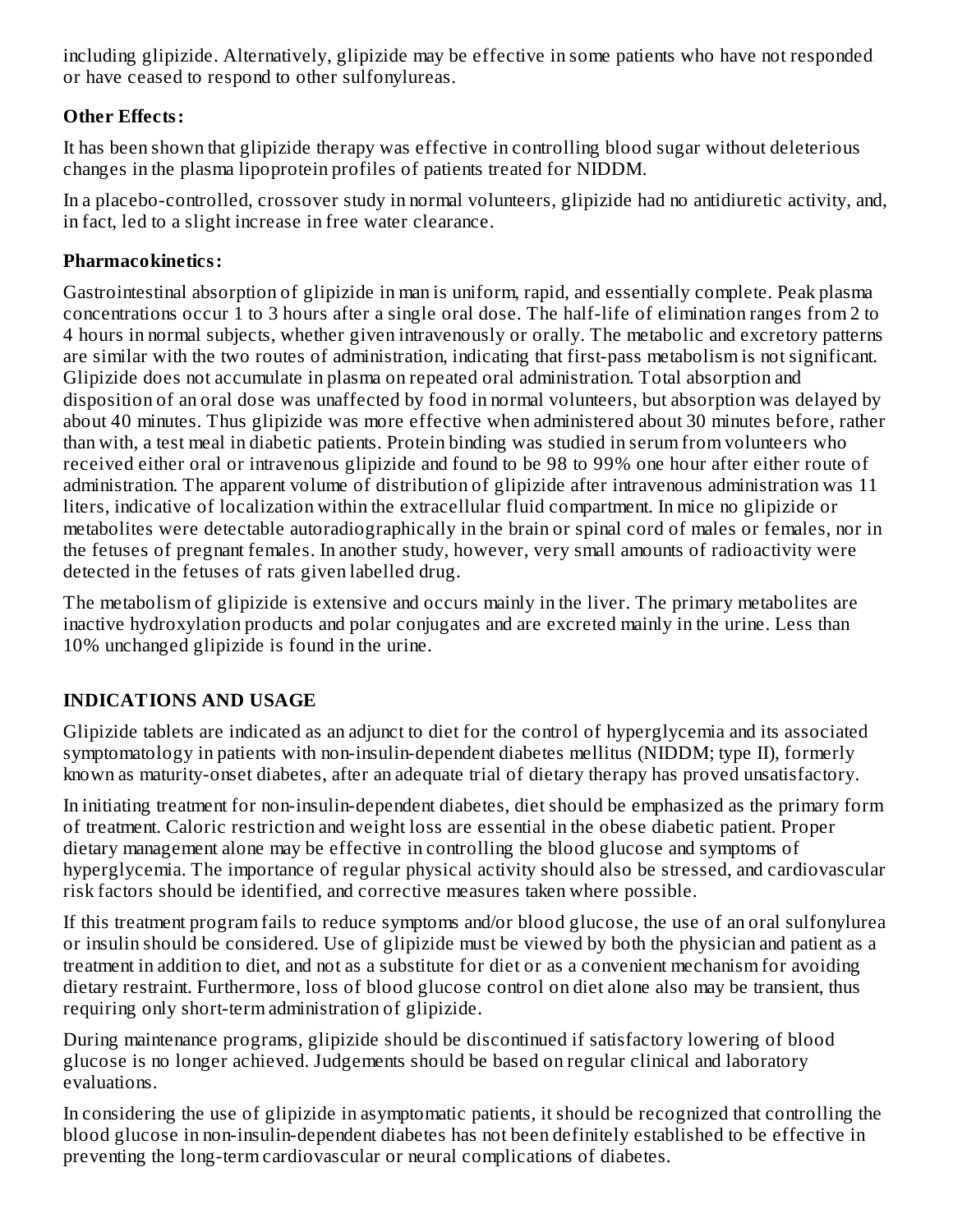including glipizide. Alternatively, glipizide may be effective in some patients who have not responded or have ceased to respond to other sulfonylureas.

**Other Effects:**

It has been shown that glipizide therapy was effective in controlling blood sugar without deleterious changes in the plasma lipoprotein profiles of patients treated for NIDDM.

In a placebo-controlled, crossover study in normal volunteers, glipizide had no antidiuretic activity, and, in fact, led to a slight increase in free water clearance.

**Pharmacokinetics:**

Gastrointestinal absorption of glipizide in man is uniform, rapid, and essentially complete. Peak plasma concentrations occur 1 to 3 hours after a single oral dose. The half-life of elimination ranges from 2 to 4 hours in normal subjects, whether given intravenously or orally. The metabolic and excretory patterns are similar with the two routes of administration, indicating that first-pass metabolism is not significant. Glipizide does not accumulate in plasma on repeated oral administration. Total absorption and disposition of an oral dose was unaffected by food in normal volunteers, but absorption was delayed by about 40 minutes. Thus glipizide was more effective when administered about 30 minutes before, rather than with, a test meal in diabetic patients. Protein binding was studied in serum from volunteers who received either oral or intravenous glipizide and found to be 98 to 99% one hour after either route of administration. The apparent volume of distribution of glipizide after intravenous administration was 11 liters, indicative of localization within the extracellular fluid compartment. In mice no glipizide or metabolites were detectable autoradiographically in the brain or spinal cord of males or females, nor in the fetuses of pregnant females. In another study, however, very small amounts of radioactivity were detected in the fetuses of rats given labelled drug.

The metabolism of glipizide is extensive and occurs mainly in the liver. The primary metabolites are inactive hydroxylation products and polar conjugates and are excreted mainly in the urine. Less than 10% unchanged glipizide is found in the urine.

## INDICATIONS AND USAGE

Glipizide tablets are indicated as an adjunct to diet for the control of hyperglycemia and its associated symptomatology in patients with non-insulin-dependent diabetes mellitus (NIDDM; type II), formerly known as maturity-onset diabetes, after an adequate trial of dietary therapy has proved unsatisfactory.

In initiating treatment for non-insulin-dependent diabetes, diet should be emphasized as the primary form of treatment. Caloric restriction and weight loss are essential in the obese diabetic patient. Proper dietary management alone may be effective in controlling the blood glucose and symptoms of hyperglycemia. The importance of regular physical activity should also be stressed, and cardiovascular risk factors should be identified, and corrective measures taken where possible.

If this treatment program fails to reduce symptoms and/or blood glucose, the use of an oral sulfonylurea or insulin should be considered. Use of glipizide must be viewed by both the physician and patient as a treatment in addition to diet, and not as a substitute for diet or as a convenient mechanism for avoiding dietary restraint. Furthermore, loss of blood glucose control on diet alone also may be transient, thus requiring only short-term administration of glipizide.

During maintenance programs, glipizide should be discontinued if satisfactory lowering of blood glucose is no longer achieved. Judgements should be based on regular clinical and laboratory evaluations.

In considering the use of glipizide in asymptomatic patients, it should be recognized that controlling the blood glucose in non-insulin-dependent diabetes has not been definitely established to be effective in preventing the long-term cardiovascular or neural complications of diabetes.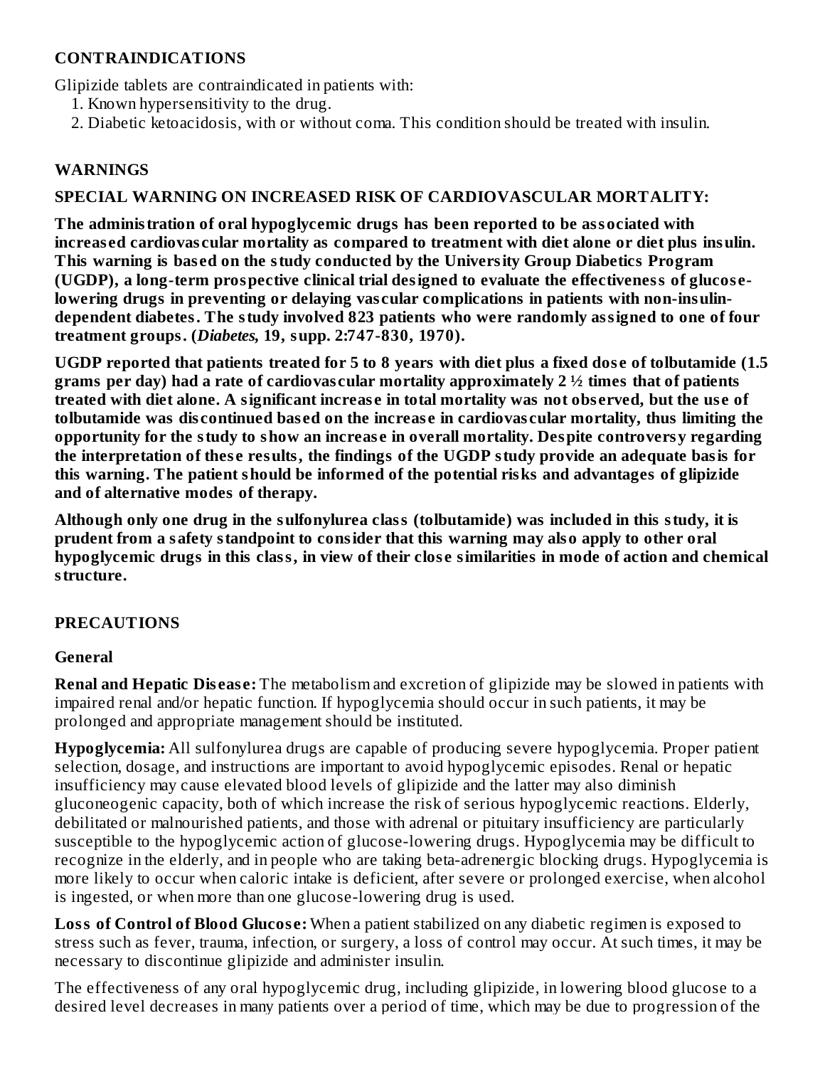## CONTRAINDICATIONS

Glipizide tablets are contraindicated in patients with:

1. Known hypersensitivity to the drug.
2. Diabetic ketoacidosis, with or without coma. This condition should be treated with insulin.

## WARNINGS

### SPECIAL WARNING ON INCREASED RISK OF CARDIOVASCULAR MORTALITY:

**The administration of oral hypoglycemic drugs has been reported to be associated with increased cardiovascular mortality as compared to treatment with diet alone or diet plus insulin. This warning is based on the study conducted by the University Group Diabetics Program (UGDP), a long-term prospective clinical trial designed to evaluate the effectiveness of glucose-lowering drugs in preventing or delaying vascular complications in patients with non-insulin-dependent diabetes. The study involved 823 patients who were randomly assigned to one of four treatment groups. (*Diabetes*, 19, supp. 2:747-830, 1970).**

**UGDP reported that patients treated for 5 to 8 years with diet plus a fixed dose of tolbutamide (1.5 grams per day) had a rate of cardiovascular mortality approximately 2 ½ times that of patients treated with diet alone. A significant increase in total mortality was not observed, but the use of tolbutamide was discontinued based on the increase in cardiovascular mortality, thus limiting the opportunity for the study to show an increase in overall mortality. Despite controversy regarding the interpretation of these results, the findings of the UGDP study provide an adequate basis for this warning. The patient should be informed of the potential risks and advantages of glipizide and of alternative modes of therapy.**

**Although only one drug in the sulfonylurea class (tolbutamide) was included in this study, it is prudent from a safety standpoint to consider that this warning may also apply to other oral hypoglycemic drugs in this class, in view of their close similarities in mode of action and chemical structure.**

## PRECAUTIONS

### General

**Renal and Hepatic Disease:** The metabolism and excretion of glipizide may be slowed in patients with impaired renal and/or hepatic function. If hypoglycemia should occur in such patients, it may be prolonged and appropriate management should be instituted.

**Hypoglycemia:** All sulfonylurea drugs are capable of producing severe hypoglycemia. Proper patient selection, dosage, and instructions are important to avoid hypoglycemic episodes. Renal or hepatic insufficiency may cause elevated blood levels of glipizide and the latter may also diminish gluconeogenic capacity, both of which increase the risk of serious hypoglycemic reactions. Elderly, debilitated or malnourished patients, and those with adrenal or pituitary insufficiency are particularly susceptible to the hypoglycemic action of glucose-lowering drugs. Hypoglycemia may be difficult to recognize in the elderly, and in people who are taking beta-adrenergic blocking drugs. Hypoglycemia is more likely to occur when caloric intake is deficient, after severe or prolonged exercise, when alcohol is ingested, or when more than one glucose-lowering drug is used.

**Loss of Control of Blood Glucose:** When a patient stabilized on any diabetic regimen is exposed to stress such as fever, trauma, infection, or surgery, a loss of control may occur. At such times, it may be necessary to discontinue glipizide and administer insulin.

The effectiveness of any oral hypoglycemic drug, including glipizide, in lowering blood glucose to a desired level decreases in many patients over a period of time, which may be due to progression of the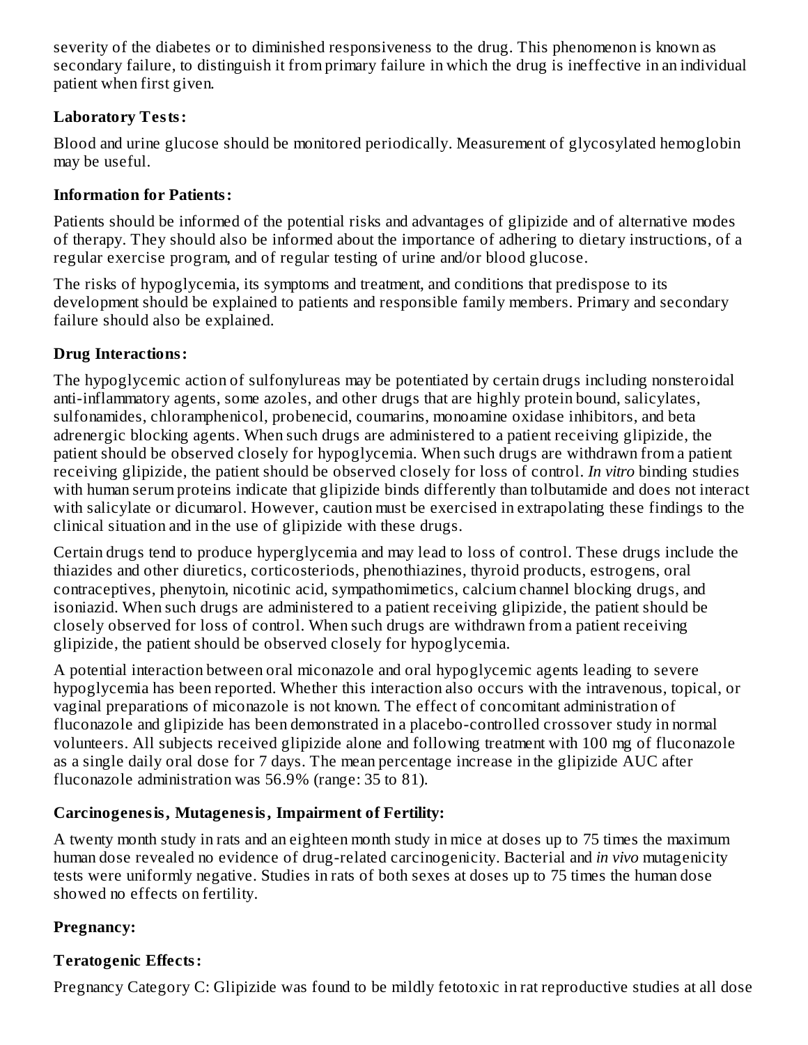severity of the diabetes or to diminished responsiveness to the drug. This phenomenon is known as secondary failure, to distinguish it from primary failure in which the drug is ineffective in an individual patient when first given.

**Laboratory Tests:**

Blood and urine glucose should be monitored periodically. Measurement of glycosylated hemoglobin may be useful.

**Information for Patients:**

Patients should be informed of the potential risks and advantages of glipizide and of alternative modes of therapy. They should also be informed about the importance of adhering to dietary instructions, of a regular exercise program, and of regular testing of urine and/or blood glucose.

The risks of hypoglycemia, its symptoms and treatment, and conditions that predispose to its development should be explained to patients and responsible family members. Primary and secondary failure should also be explained.

**Drug Interactions:**

The hypoglycemic action of sulfonylureas may be potentiated by certain drugs including nonsteroidal anti-inflammatory agents, some azoles, and other drugs that are highly protein bound, salicylates, sulfonamides, chloramphenicol, probenecid, coumarins, monoamine oxidase inhibitors, and beta adrenergic blocking agents. When such drugs are administered to a patient receiving glipizide, the patient should be observed closely for hypoglycemia. When such drugs are withdrawn from a patient receiving glipizide, the patient should be observed closely for loss of control. *In vitro* binding studies with human serum proteins indicate that glipizide binds differently than tolbutamide and does not interact with salicylate or dicumarol. However, caution must be exercised in extrapolating these findings to the clinical situation and in the use of glipizide with these drugs.

Certain drugs tend to produce hyperglycemia and may lead to loss of control. These drugs include the thiazides and other diuretics, corticosteriods, phenothiazines, thyroid products, estrogens, oral contraceptives, phenytoin, nicotinic acid, sympathomimetics, calcium channel blocking drugs, and isoniazid. When such drugs are administered to a patient receiving glipizide, the patient should be closely observed for loss of control. When such drugs are withdrawn from a patient receiving glipizide, the patient should be observed closely for hypoglycemia.

A potential interaction between oral miconazole and oral hypoglycemic agents leading to severe hypoglycemia has been reported. Whether this interaction also occurs with the intravenous, topical, or vaginal preparations of miconazole is not known. The effect of concomitant administration of fluconazole and glipizide has been demonstrated in a placebo-controlled crossover study in normal volunteers. All subjects received glipizide alone and following treatment with 100 mg of fluconazole as a single daily oral dose for 7 days. The mean percentage increase in the glipizide AUC after fluconazole administration was 56.9% (range: 35 to 81).

**Carcinogenesis, Mutagenesis, Impairment of Fertility:**

A twenty month study in rats and an eighteen month study in mice at doses up to 75 times the maximum human dose revealed no evidence of drug-related carcinogenicity. Bacterial and *in vivo* mutagenicity tests were uniformly negative. Studies in rats of both sexes at doses up to 75 times the human dose showed no effects on fertility.

**Pregnancy:**

**Teratogenic Effects:**

Pregnancy Category C: Glipizide was found to be mildly fetotoxic in rat reproductive studies at all dose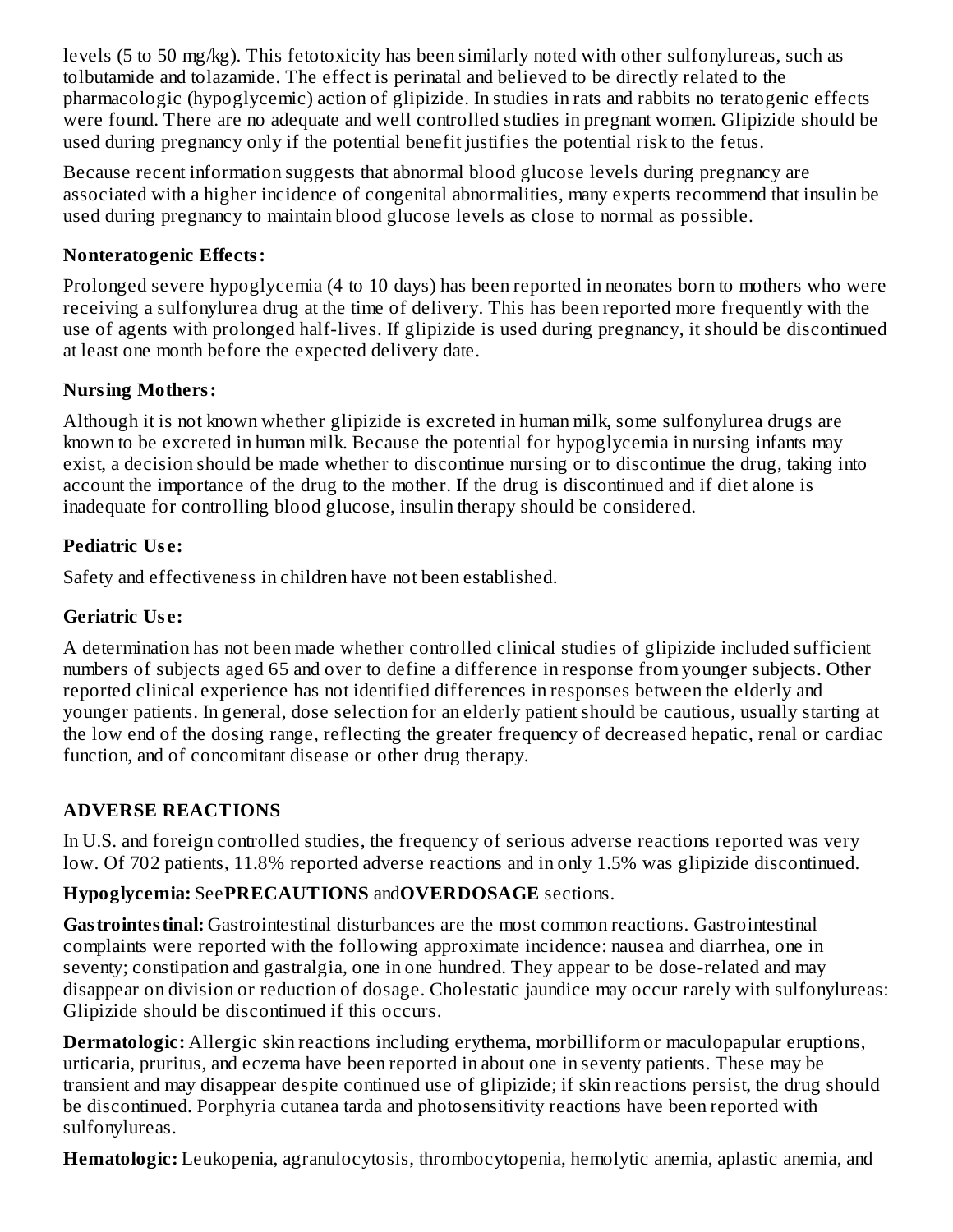levels (5 to 50 mg/kg). This fetotoxicity has been similarly noted with other sulfonylureas, such as tolbutamide and tolazamide. The effect is perinatal and believed to be directly related to the pharmacologic (hypoglycemic) action of glipizide. In studies in rats and rabbits no teratogenic effects were found. There are no adequate and well controlled studies in pregnant women. Glipizide should be used during pregnancy only if the potential benefit justifies the potential risk to the fetus.

Because recent information suggests that abnormal blood glucose levels during pregnancy are associated with a higher incidence of congenital abnormalities, many experts recommend that insulin be used during pregnancy to maintain blood glucose levels as close to normal as possible.

**Nonteratogenic Effects:**

Prolonged severe hypoglycemia (4 to 10 days) has been reported in neonates born to mothers who were receiving a sulfonylurea drug at the time of delivery. This has been reported more frequently with the use of agents with prolonged half-lives. If glipizide is used during pregnancy, it should be discontinued at least one month before the expected delivery date.

**Nursing Mothers:**

Although it is not known whether glipizide is excreted in human milk, some sulfonylurea drugs are known to be excreted in human milk. Because the potential for hypoglycemia in nursing infants may exist, a decision should be made whether to discontinue nursing or to discontinue the drug, taking into account the importance of the drug to the mother. If the drug is discontinued and if diet alone is inadequate for controlling blood glucose, insulin therapy should be considered.

**Pediatric Use:**

Safety and effectiveness in children have not been established.

**Geriatric Use:**

A determination has not been made whether controlled clinical studies of glipizide included sufficient numbers of subjects aged 65 and over to define a difference in response from younger subjects. Other reported clinical experience has not identified differences in responses between the elderly and younger patients. In general, dose selection for an elderly patient should be cautious, usually starting at the low end of the dosing range, reflecting the greater frequency of decreased hepatic, renal or cardiac function, and of concomitant disease or other drug therapy.

## ADVERSE REACTIONS

In U.S. and foreign controlled studies, the frequency of serious adverse reactions reported was very low. Of 702 patients, 11.8% reported adverse reactions and in only 1.5% was glipizide discontinued.

**Hypoglycemia:** See **PRECAUTIONS** and **OVERDOSAGE** sections.

**Gastrointestinal:** Gastrointestinal disturbances are the most common reactions. Gastrointestinal complaints were reported with the following approximate incidence: nausea and diarrhea, one in seventy; constipation and gastralgia, one in one hundred. They appear to be dose-related and may disappear on division or reduction of dosage. Cholestatic jaundice may occur rarely with sulfonylureas: Glipizide should be discontinued if this occurs.

**Dermatologic:** Allergic skin reactions including erythema, morbilliform or maculopapular eruptions, urticaria, pruritus, and eczema have been reported in about one in seventy patients. These may be transient and may disappear despite continued use of glipizide; if skin reactions persist, the drug should be discontinued. Porphyria cutanea tarda and photosensitivity reactions have been reported with sulfonylureas.

**Hematologic:** Leukopenia, agranulocytosis, thrombocytopenia, hemolytic anemia, aplastic anemia, and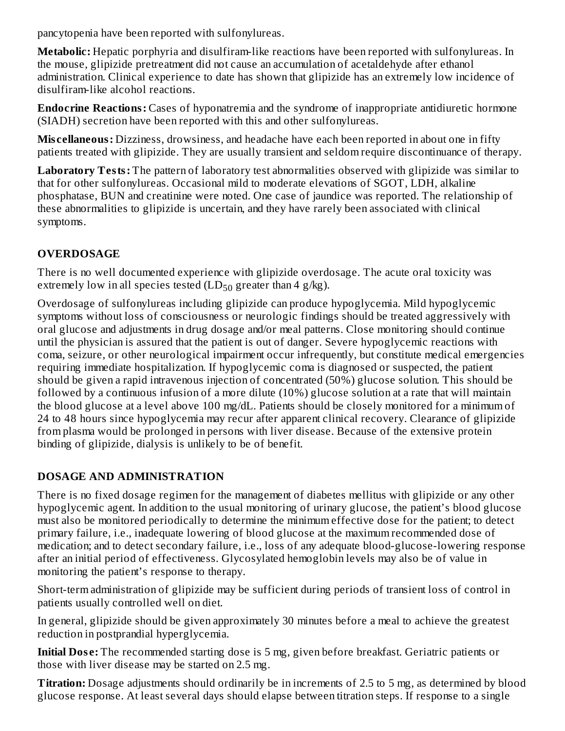pancytopenia have been reported with sulfonylureas.

**Metabolic:** Hepatic porphyria and disulfiram-like reactions have been reported with sulfonylureas. In the mouse, glipizide pretreatment did not cause an accumulation of acetaldehyde after ethanol administration. Clinical experience to date has shown that glipizide has an extremely low incidence of disulfiram-like alcohol reactions.

**Endocrine Reactions:** Cases of hyponatremia and the syndrome of inappropriate antidiuretic hormone (SIADH) secretion have been reported with this and other sulfonylureas.

**Miscellaneous:** Dizziness, drowsiness, and headache have each been reported in about one in fifty patients treated with glipizide. They are usually transient and seldom require discontinuance of therapy.

**Laboratory Tests:** The pattern of laboratory test abnormalities observed with glipizide was similar to that for other sulfonylureas. Occasional mild to moderate elevations of SGOT, LDH, alkaline phosphatase, BUN and creatinine were noted. One case of jaundice was reported. The relationship of these abnormalities to glipizide is uncertain, and they have rarely been associated with clinical symptoms.

## OVERDOSAGE

There is no well documented experience with glipizide overdosage. The acute oral toxicity was extremely low in all species tested ($LD_{50}$ greater than 4 g/kg).

Overdosage of sulfonylureas including glipizide can produce hypoglycemia. Mild hypoglycemic symptoms without loss of consciousness or neurologic findings should be treated aggressively with oral glucose and adjustments in drug dosage and/or meal patterns. Close monitoring should continue until the physician is assured that the patient is out of danger. Severe hypoglycemic reactions with coma, seizure, or other neurological impairment occur infrequently, but constitute medical emergencies requiring immediate hospitalization. If hypoglycemic coma is diagnosed or suspected, the patient should be given a rapid intravenous injection of concentrated (50%) glucose solution. This should be followed by a continuous infusion of a more dilute (10%) glucose solution at a rate that will maintain the blood glucose at a level above 100 mg/dL. Patients should be closely monitored for a minimum of 24 to 48 hours since hypoglycemia may recur after apparent clinical recovery. Clearance of glipizide from plasma would be prolonged in persons with liver disease. Because of the extensive protein binding of glipizide, dialysis is unlikely to be of benefit.

## DOSAGE AND ADMINISTRATION

There is no fixed dosage regimen for the management of diabetes mellitus with glipizide or any other hypoglycemic agent. In addition to the usual monitoring of urinary glucose, the patient's blood glucose must also be monitored periodically to determine the minimum effective dose for the patient; to detect primary failure, i.e., inadequate lowering of blood glucose at the maximum recommended dose of medication; and to detect secondary failure, i.e., loss of any adequate blood-glucose-lowering response after an initial period of effectiveness. Glycosylated hemoglobin levels may also be of value in monitoring the patient's response to therapy.

Short-term administration of glipizide may be sufficient during periods of transient loss of control in patients usually controlled well on diet.

In general, glipizide should be given approximately 30 minutes before a meal to achieve the greatest reduction in postprandial hyperglycemia.

**Initial Dose:** The recommended starting dose is 5 mg, given before breakfast. Geriatric patients or those with liver disease may be started on 2.5 mg.

**Titration:** Dosage adjustments should ordinarily be in increments of 2.5 to 5 mg, as determined by blood glucose response. At least several days should elapse between titration steps. If response to a single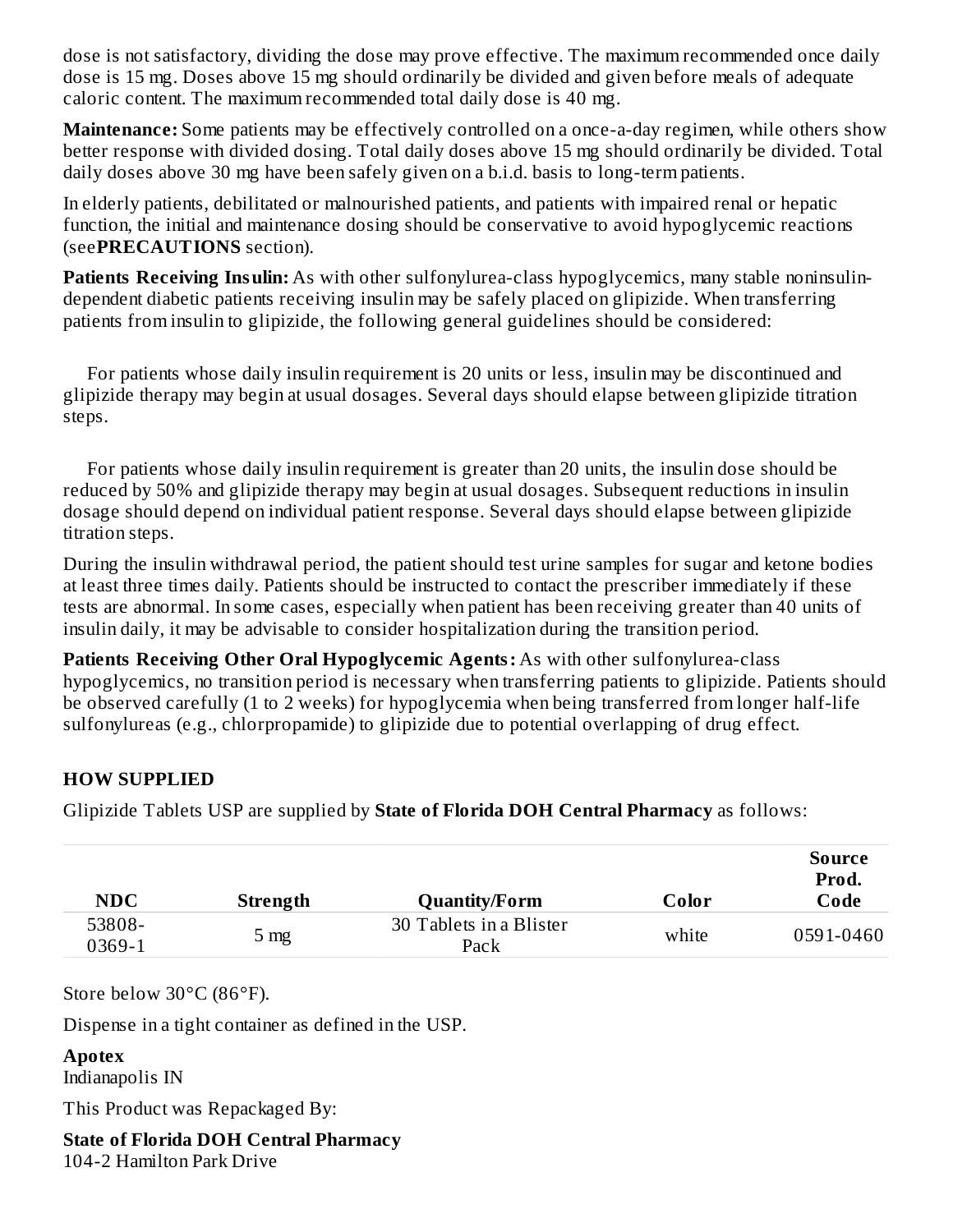dose is not satisfactory, dividing the dose may prove effective. The maximum recommended once daily dose is 15 mg. Doses above 15 mg should ordinarily be divided and given before meals of adequate caloric content. The maximum recommended total daily dose is 40 mg.

**Maintenance:** Some patients may be effectively controlled on a once-a-day regimen, while others show better response with divided dosing. Total daily doses above 15 mg should ordinarily be divided. Total daily doses above 30 mg have been safely given on a b.i.d. basis to long-term patients.

In elderly patients, debilitated or malnourished patients, and patients with impaired renal or hepatic function, the initial and maintenance dosing should be conservative to avoid hypoglycemic reactions (see **PRECAUTIONS** section).

**Patients Receiving Insulin:** As with other sulfonylurea-class hypoglycemics, many stable noninsulin-dependent diabetic patients receiving insulin may be safely placed on glipizide. When transferring patients from insulin to glipizide, the following general guidelines should be considered:

For patients whose daily insulin requirement is 20 units or less, insulin may be discontinued and glipizide therapy may begin at usual dosages. Several days should elapse between glipizide titration steps.

For patients whose daily insulin requirement is greater than 20 units, the insulin dose should be reduced by 50% and glipizide therapy may begin at usual dosages. Subsequent reductions in insulin dosage should depend on individual patient response. Several days should elapse between glipizide titration steps.

During the insulin withdrawal period, the patient should test urine samples for sugar and ketone bodies at least three times daily. Patients should be instructed to contact the prescriber immediately if these tests are abnormal. In some cases, especially when patient has been receiving greater than 40 units of insulin daily, it may be advisable to consider hospitalization during the transition period.

**Patients Receiving Other Oral Hypoglycemic Agents:** As with other sulfonylurea-class hypoglycemics, no transition period is necessary when transferring patients to glipizide. Patients should be observed carefully (1 to 2 weeks) for hypoglycemia when being transferred from longer half-life sulfonylureas (e.g., chlorpropamide) to glipizide due to potential overlapping of drug effect.

## HOW SUPPLIED

Glipizide Tablets USP are supplied by **State of Florida DOH Central Pharmacy** as follows:

| NDC | Strength | Quantity/Form | Color | Source Prod. Code |
|---|---|---|---|---|
| 53808-0369-1 | 5 mg | 30 Tablets in a Blister Pack | white | 0591-0460 |

Store below 30°C (86°F).

Dispense in a tight container as defined in the USP.

**Apotex**
Indianapolis IN

This Product was Repackaged By:

**State of Florida DOH Central Pharmacy**
104-2 Hamilton Park Drive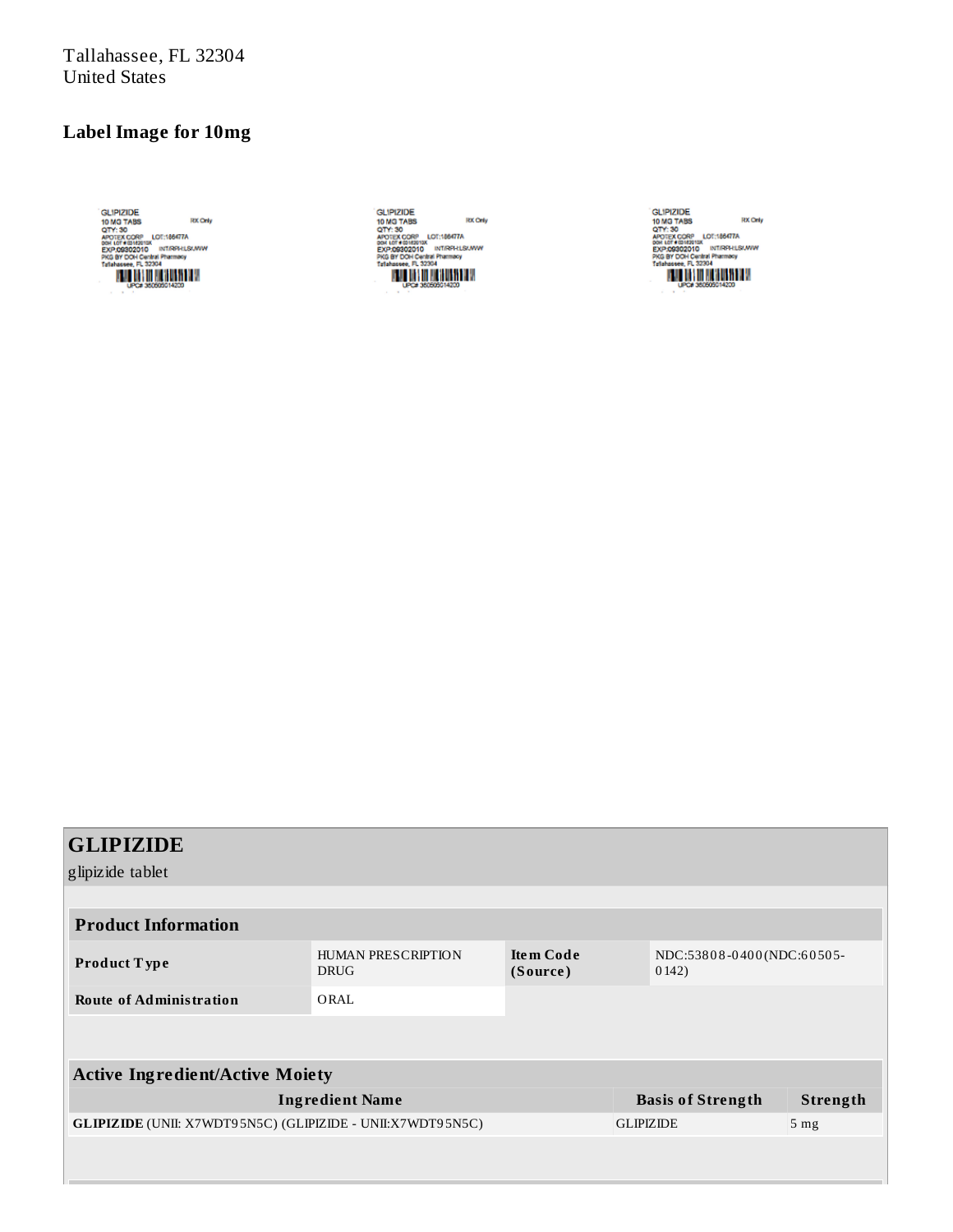Tallahassee, FL 32304
United States

## Label Image for 10mg

GLIPIZIDE
10 MG TABS RX Only
QTY: 30
APOTEX CORP LOT:186477A
DOH LOT # 03183010X
EXP:09302010 INT/RPH:LSU/WW
PKG BY DOH Central Pharmacy
Tallahassee, FL 32304
UPC# 360505014200

GLIPIZIDE
10 MG TABS RX Only
QTY: 30
APOTEX CORP LOT:186477A
DOH LOT # 03183010X
EXP:09302010 INT/RPH:LSU/WW
PKG BY DOH Central Pharmacy
Tallahassee, FL 32304
UPC# 360505014200

GLIPIZIDE
10 MG TABS RX Only
QTY: 30
APOTEX CORP LOT:186477A
DOH LOT # 03183010X
EXP:09302010 INT/RPH:LSU/WW
PKG BY DOH Central Pharmacy
Tallahassee, FL 32304
UPC# 360505014200

## GLIPIZIDE

glipizide tablet

| Product Information | | | |
|---|---|---|---|
| **Product Type** | HUMAN PRESCRIPTION DRUG | **Item Code (Source)** | NDC:53808-0400(NDC:60505-0142) |
| **Route of Administration** | ORAL | | |

| Active Ingredient/Active Moiety | | |
|---|---|---|
| **Ingredient Name** | **Basis of Strength** | **Strength** |
| **GLIPIZIDE** (UNII: X7WDT95N5C) (GLIPIZIDE - UNII:X7WDT95N5C) | GLIPIZIDE | 5 mg |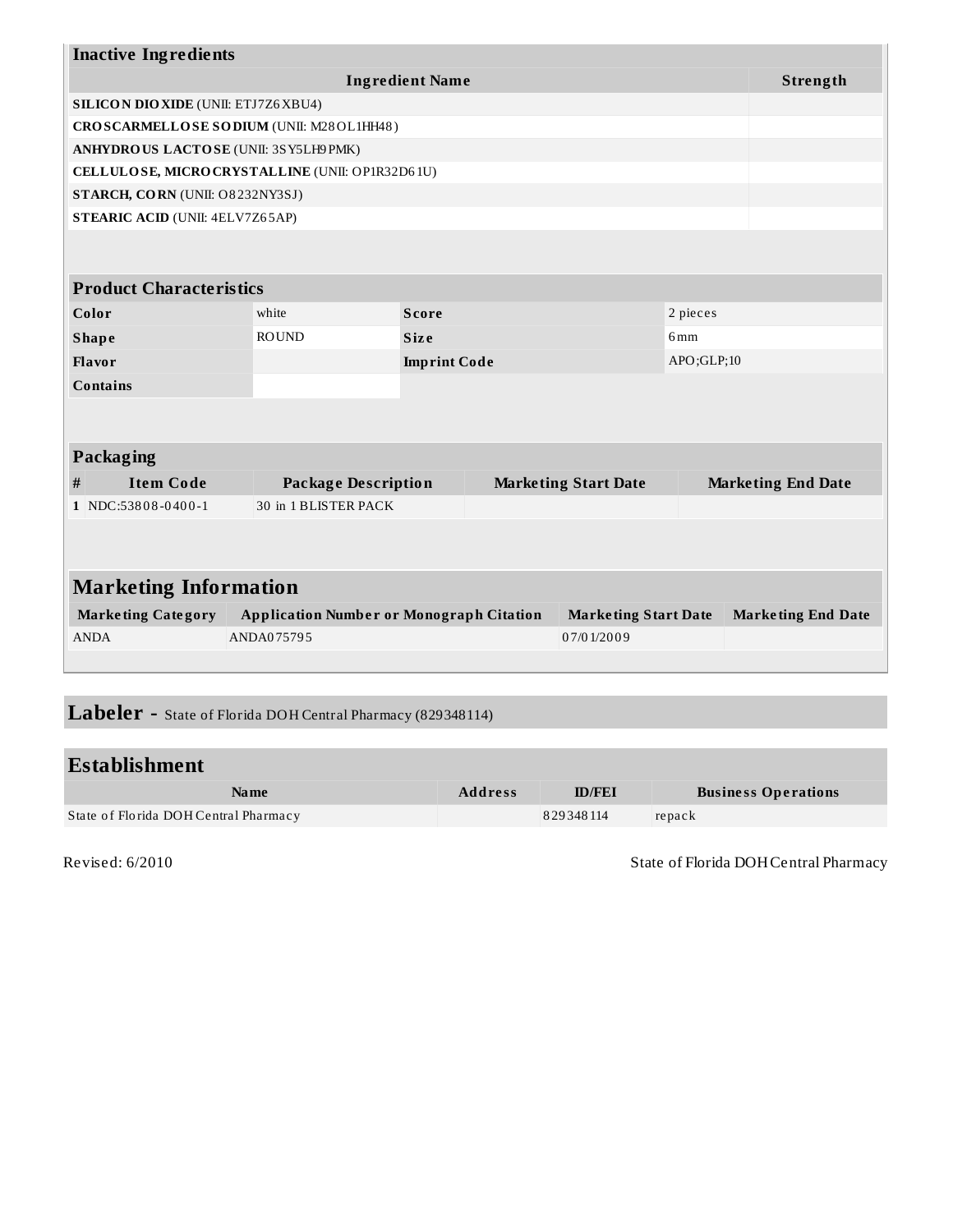| Inactive Ingredients | |
|---|---|
| **Ingredient Name** | **Strength** |
| **SILICON DIOXIDE** (UNII: ETJ7Z6XBU4) | |
| **CROSCARMELLOSE SODIUM** (UNII: M28OL1HH48) | |
| **ANHYDROUS LACTOSE** (UNII: 3SY5LH9PMK) | |
| **CELLULOSE, MICROCRYSTALLINE** (UNII: OP1R32D61U) | |
| **STARCH, CORN** (UNII: O8232NY3SJ) | |
| **STEARIC ACID** (UNII: 4ELV7Z65AP) | |

| Product Characteristics | | | |
|---|---|---|---|
| **Color** | white | **Score** | 2 pieces |
| **Shape** | ROUND | **Size** | 6mm |
| **Flavor** | | **Imprint Code** | APO;GLP;10 |
| **Contains** | | | |

| Packaging | | | | |
|---|---|---|---|---|
| **#** | **Item Code** | **Package Description** | **Marketing Start Date** | **Marketing End Date** |
| 1 | NDC:53808-0400-1 | 30 in 1 BLISTER PACK | | |

## Marketing Information

| Marketing Category | Application Number or Monograph Citation | Marketing Start Date | Marketing End Date |
|---|---|---|---|
| ANDA | ANDA075795 | 07/01/2009 | |

## Labeler - State of Florida DOH Central Pharmacy (829348114)

## Establishment

| Name | Address | ID/FEI | Business Operations |
|---|---|---|---|
| State of Florida DOH Central Pharmacy | | 829348114 | repack |

Revised: 6/2010

State of Florida DOH Central Pharmacy